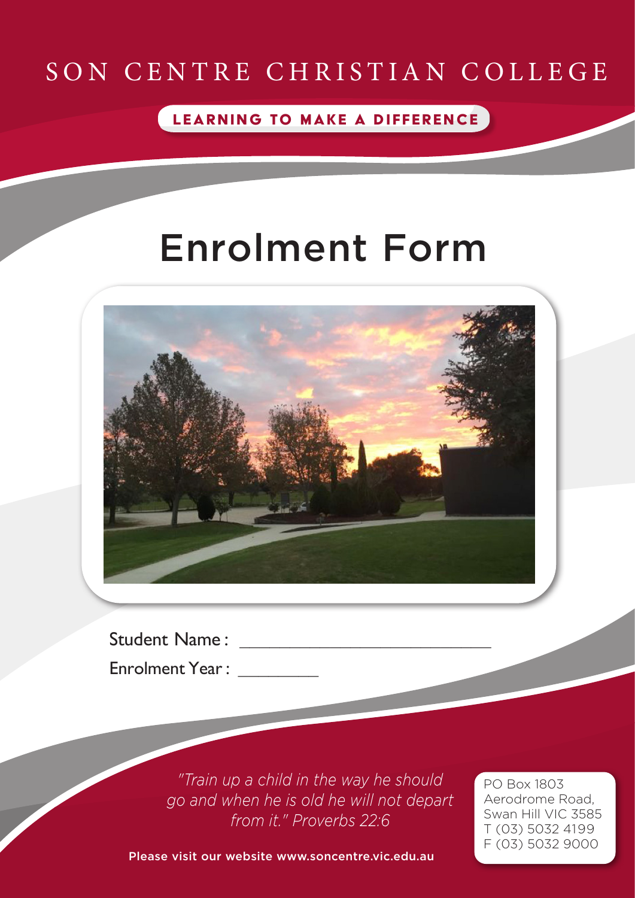SON CENTRE CHRISTIAN COLLEGE

LEARNING TO MAKE A DIFFERENCE

# Enrolment Form

Student Name : ___________________________

Enrolment Year : _________

*"Train up a child in the way he should go and when he is old he will not depart from it." Proverbs 22:6*

PO Box 1803
Aerodrome Road,
Swan Hill VIC 3585
T (03) 5032 4199
F (03) 5032 9000

Please visit our website www.soncentre.vic.edu.au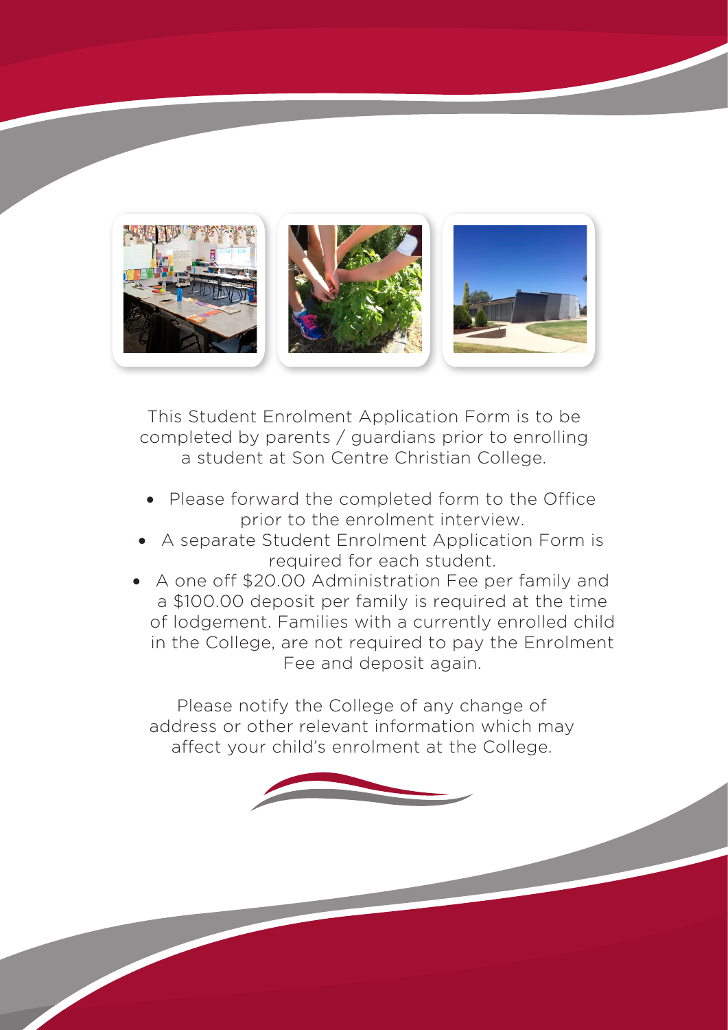This Student Enrolment Application Form is to be completed by parents / guardians prior to enrolling a student at Son Centre Christian College.

- Please forward the completed form to the Office prior to the enrolment interview.
- A separate Student Enrolment Application Form is required for each student.
- A one off $20.00 Administration Fee per family and a $100.00 deposit per family is required at the time of lodgement. Families with a currently enrolled child in the College, are not required to pay the Enrolment Fee and deposit again.

Please notify the College of any change of address or other relevant information which may affect your child's enrolment at the College.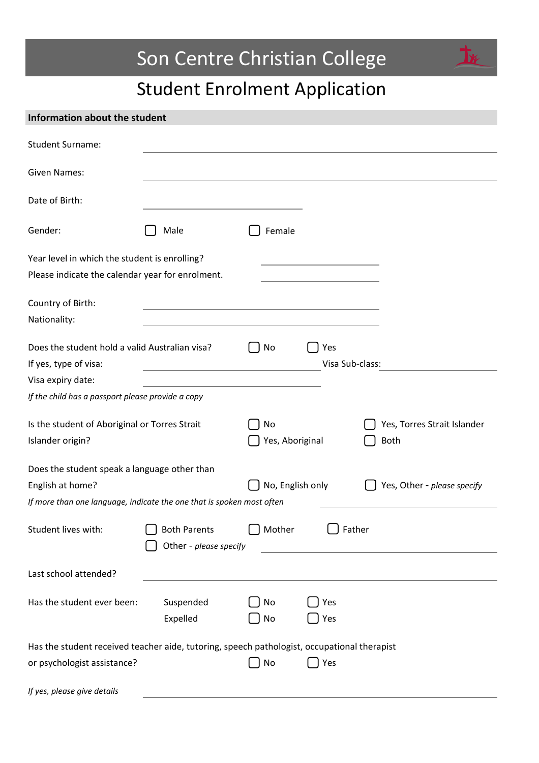# Son Centre Christian College

## Student Enrolment Application

**Information about the student**

Student Surname: \_\_\_\_\_\_\_\_\_\_\_\_\_\_\_\_\_\_\_\_\_\_\_\_\_\_\_\_\_\_

Given Names: \_\_\_\_\_\_\_\_\_\_\_\_\_\_\_\_\_\_\_\_\_\_\_\_\_\_\_\_\_\_

Date of Birth: \_\_\_\_\_\_\_\_\_\_\_\_\_\_\_\_\_\_\_\_

Gender: ☐ Male ☐ Female

Year level in which the student is enrolling? \_\_\_\_\_\_\_\_\_\_\_\_\_\_\_\_

Please indicate the calendar year for enrolment. \_\_\_\_\_\_\_\_\_\_\_\_\_\_\_\_

Country of Birth: \_\_\_\_\_\_\_\_\_\_\_\_\_\_\_\_\_\_\_\_\_\_\_\_\_\_\_\_\_\_

Nationality: \_\_\_\_\_\_\_\_\_\_\_\_\_\_\_\_\_\_\_\_\_\_\_\_\_\_\_\_\_\_

Does the student hold a valid Australian visa? ☐ No ☐ Yes

If yes, type of visa: \_\_\_\_\_\_\_\_\_\_\_\_\_\_\_\_\_\_\_\_ Visa Sub-class: \_\_\_\_\_\_\_\_\_\_\_\_\_\_\_\_

Visa expiry date: \_\_\_\_\_\_\_\_\_\_\_\_\_\_\_\_\_\_\_\_

*If the child has a passport please provide a copy*

Is the student of Aboriginal or Torres Strait Islander origin? ☐ No ☐ Yes, Aboriginal ☐ Yes, Torres Strait Islander ☐ Both

Does the student speak a language other than English at home? ☐ No, English only ☐ Yes, Other - *please specify* \_\_\_\_\_\_\_\_\_\_\_\_\_\_\_\_

*If more than one language, indicate the one that is spoken most often*

Student lives with: ☐ Both Parents ☐ Mother ☐ Father ☐ Other - *please specify* \_\_\_\_\_\_\_\_\_\_\_\_\_\_\_\_

Last school attended? \_\_\_\_\_\_\_\_\_\_\_\_\_\_\_\_\_\_\_\_\_\_\_\_\_\_\_\_\_\_

Has the student ever been:

Suspended ☐ No ☐ Yes

Expelled ☐ No ☐ Yes

Has the student received teacher aide, tutoring, speech pathologist, occupational therapist or psychologist assistance? ☐ No ☐ Yes

*If yes, please give details* \_\_\_\_\_\_\_\_\_\_\_\_\_\_\_\_\_\_\_\_\_\_\_\_\_\_\_\_\_\_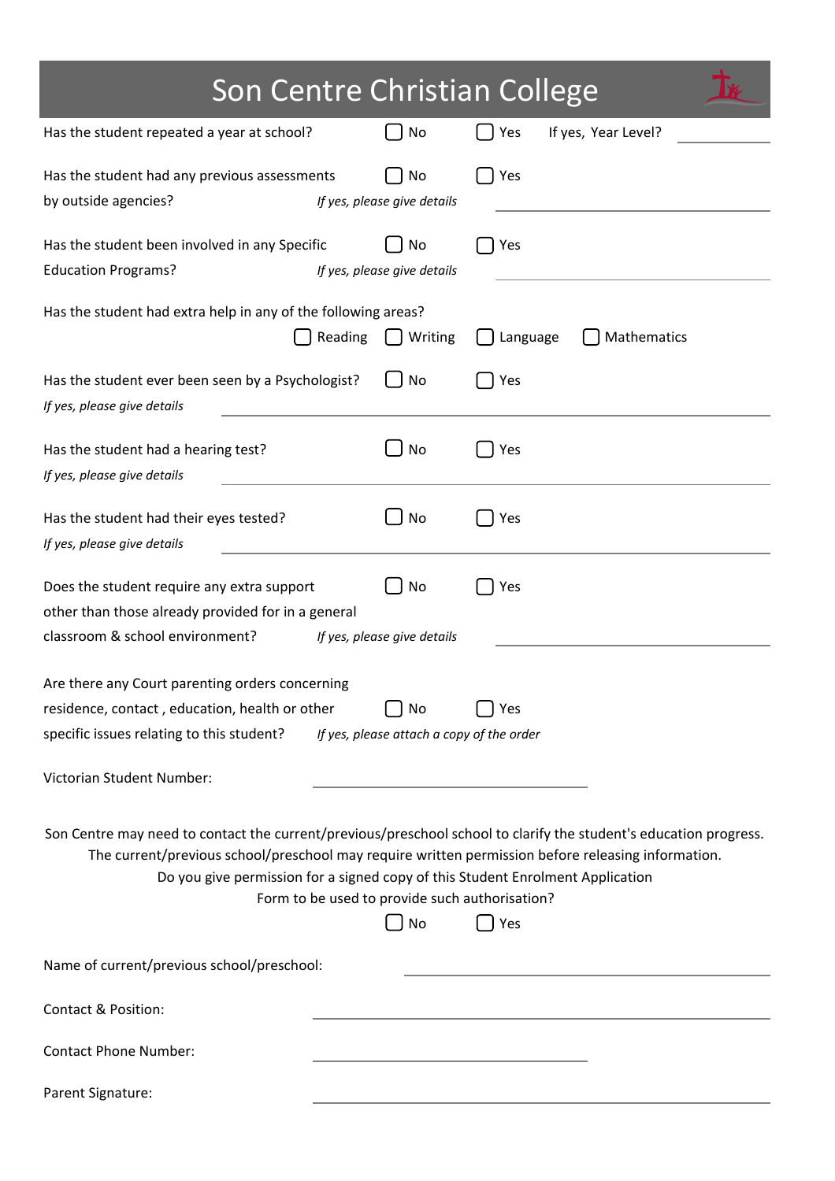# Son Centre Christian College

Has the student repeated a year at school? ☐ No ☐ Yes If yes, Year Level? ______

Has the student had any previous assessments by outside agencies? ☐ No ☐ Yes
*If yes, please give details* ______

Has the student been involved in any Specific Education Programs? ☐ No ☐ Yes
*If yes, please give details* ______

Has the student had extra help in any of the following areas?
☐ Reading ☐ Writing ☐ Language ☐ Mathematics

Has the student ever been seen by a Psychologist? ☐ No ☐ Yes
*If yes, please give details* ______

Has the student had a hearing test? ☐ No ☐ Yes
*If yes, please give details* ______

Has the student had their eyes tested? ☐ No ☐ Yes
*If yes, please give details* ______

Does the student require any extra support other than those already provided for in a general classroom & school environment? ☐ No ☐ Yes
*If yes, please give details* ______

Are there any Court parenting orders concerning residence, contact , education, health or other specific issues relating to this student? ☐ No ☐ Yes
*If yes, please attach a copy of the order*

Victorian Student Number: ______

Son Centre may need to contact the current/previous/preschool school to clarify the student's education progress. The current/previous school/preschool may require written permission before releasing information. Do you give permission for a signed copy of this Student Enrolment Application Form to be used to provide such authorisation?

☐ No ☐ Yes

Name of current/previous school/preschool: ______

Contact & Position: ______

Contact Phone Number: ______

Parent Signature: ______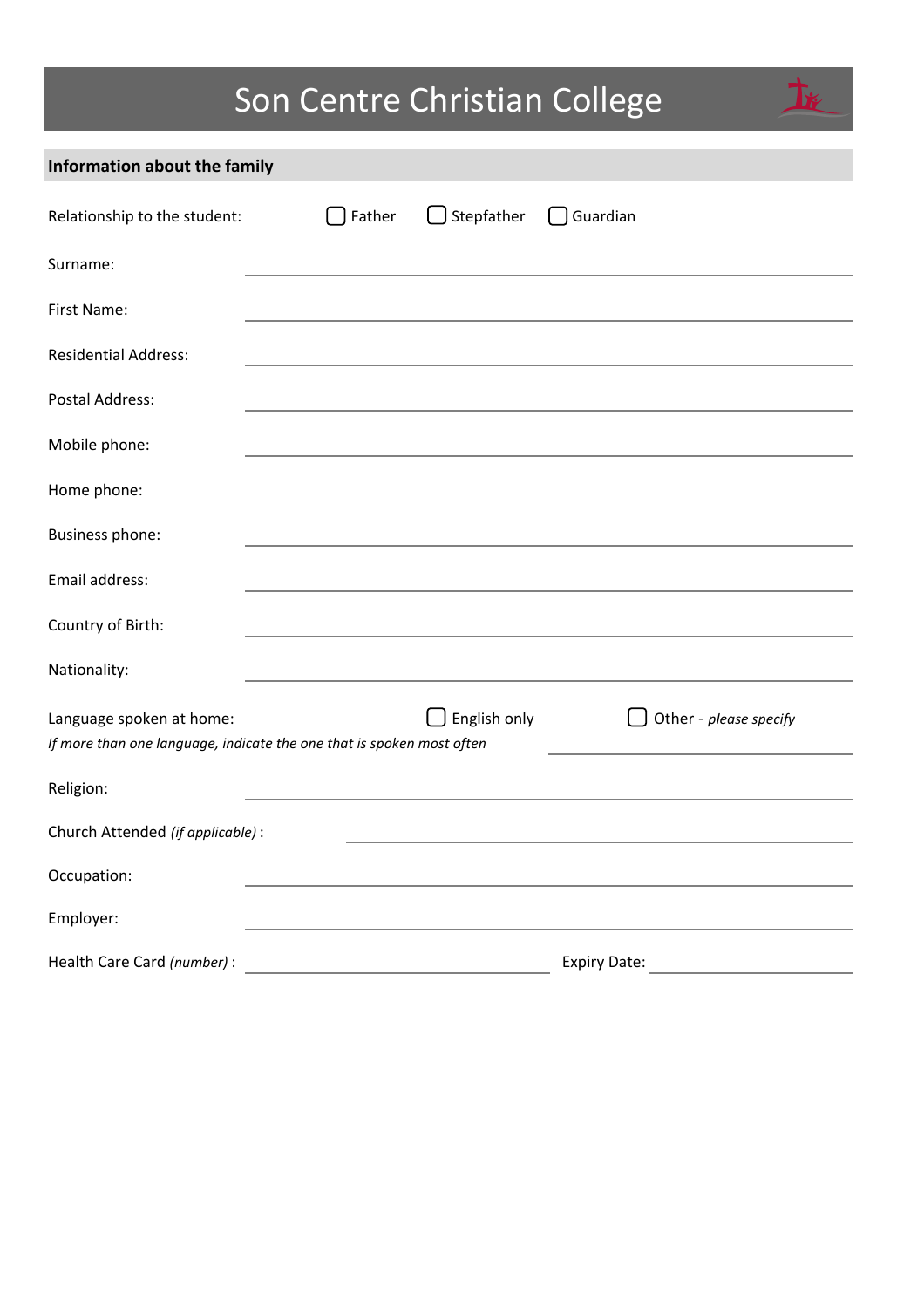# Son Centre Christian College

## Information about the family

Relationship to the student: ☐ Father ☐ Stepfather ☐ Guardian

Surname: ______________________________

First Name: ______________________________

Residential Address: ______________________________

Postal Address: ______________________________

Mobile phone: ______________________________

Home phone: ______________________________

Business phone: ______________________________

Email address: ______________________________

Country of Birth: ______________________________

Nationality: ______________________________

Language spoken at home: ☐ English only ☐ Other - *please specify*
*If more than one language, indicate the one that is spoken most often* ______________________________

Religion: ______________________________

Church Attended *(if applicable)* : ______________________________

Occupation: ______________________________

Employer: ______________________________

Health Care Card *(number)* : ______________________________ Expiry Date: ______________________________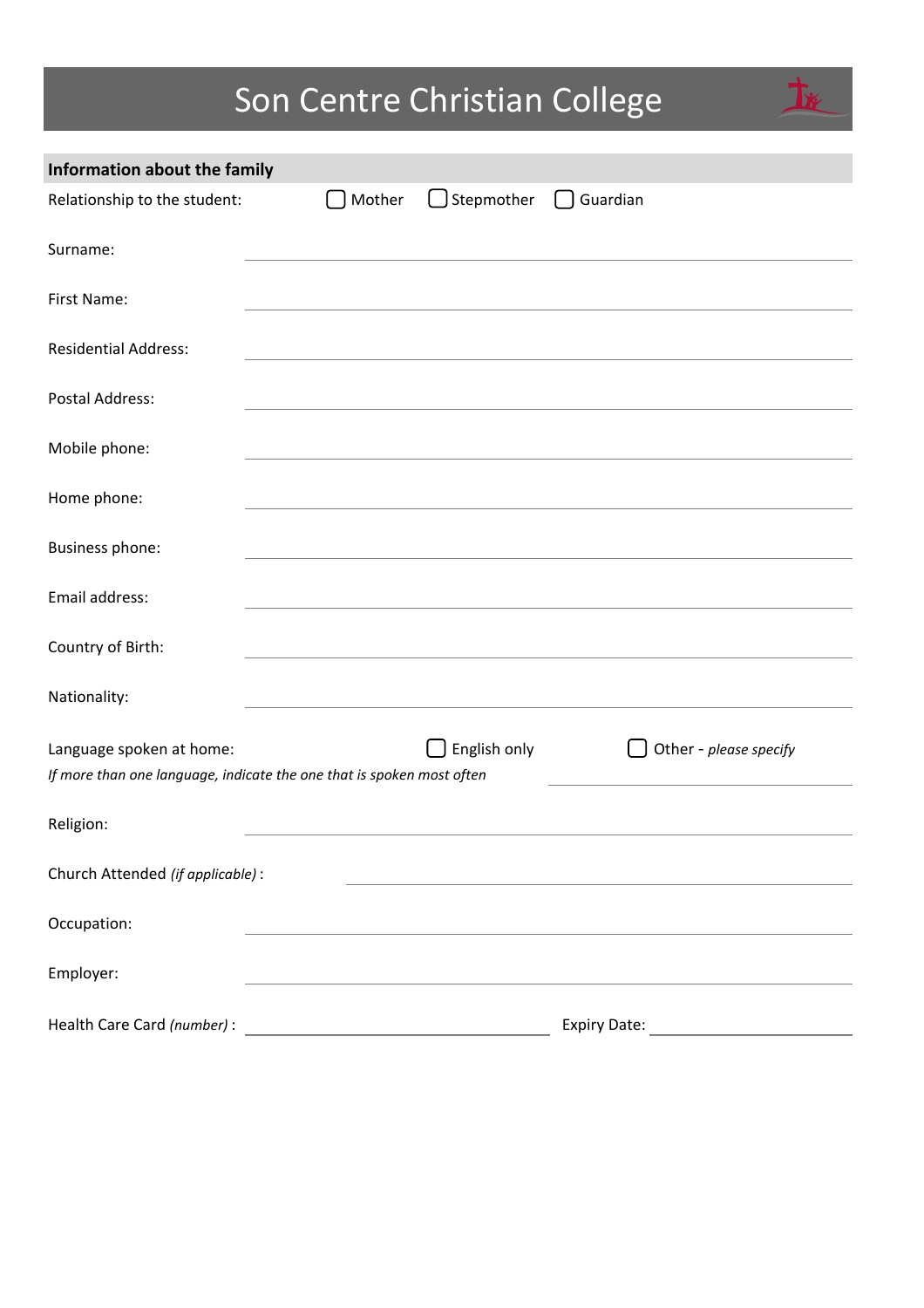# Son Centre Christian College

## Information about the family

Relationship to the student: ☐ Mother ☐ Stepmother ☐ Guardian

Surname: \_\_\_\_\_\_\_\_\_\_\_\_\_\_\_\_\_\_\_\_\_\_\_\_\_\_\_\_\_\_

First Name: \_\_\_\_\_\_\_\_\_\_\_\_\_\_\_\_\_\_\_\_\_\_\_\_\_\_\_\_\_\_

Residential Address: \_\_\_\_\_\_\_\_\_\_\_\_\_\_\_\_\_\_\_\_\_\_\_\_\_\_\_\_\_\_

Postal Address: \_\_\_\_\_\_\_\_\_\_\_\_\_\_\_\_\_\_\_\_\_\_\_\_\_\_\_\_\_\_

Mobile phone: \_\_\_\_\_\_\_\_\_\_\_\_\_\_\_\_\_\_\_\_\_\_\_\_\_\_\_\_\_\_

Home phone: \_\_\_\_\_\_\_\_\_\_\_\_\_\_\_\_\_\_\_\_\_\_\_\_\_\_\_\_\_\_

Business phone: \_\_\_\_\_\_\_\_\_\_\_\_\_\_\_\_\_\_\_\_\_\_\_\_\_\_\_\_\_\_

Email address: \_\_\_\_\_\_\_\_\_\_\_\_\_\_\_\_\_\_\_\_\_\_\_\_\_\_\_\_\_\_

Country of Birth: \_\_\_\_\_\_\_\_\_\_\_\_\_\_\_\_\_\_\_\_\_\_\_\_\_\_\_\_\_\_

Nationality: \_\_\_\_\_\_\_\_\_\_\_\_\_\_\_\_\_\_\_\_\_\_\_\_\_\_\_\_\_\_

Language spoken at home: ☐ English only ☐ Other - *please specify* \_\_\_\_\_\_\_\_\_\_\_\_\_\_\_\_

*If more than one language, indicate the one that is spoken most often*

Religion: \_\_\_\_\_\_\_\_\_\_\_\_\_\_\_\_\_\_\_\_\_\_\_\_\_\_\_\_\_\_

Church Attended *(if applicable)* : \_\_\_\_\_\_\_\_\_\_\_\_\_\_\_\_\_\_\_\_\_\_\_\_\_\_\_\_\_\_

Occupation: \_\_\_\_\_\_\_\_\_\_\_\_\_\_\_\_\_\_\_\_\_\_\_\_\_\_\_\_\_\_

Employer: \_\_\_\_\_\_\_\_\_\_\_\_\_\_\_\_\_\_\_\_\_\_\_\_\_\_\_\_\_\_

Health Care Card *(number)* : \_\_\_\_\_\_\_\_\_\_\_\_\_\_\_\_ Expiry Date: \_\_\_\_\_\_\_\_\_\_\_\_\_\_\_\_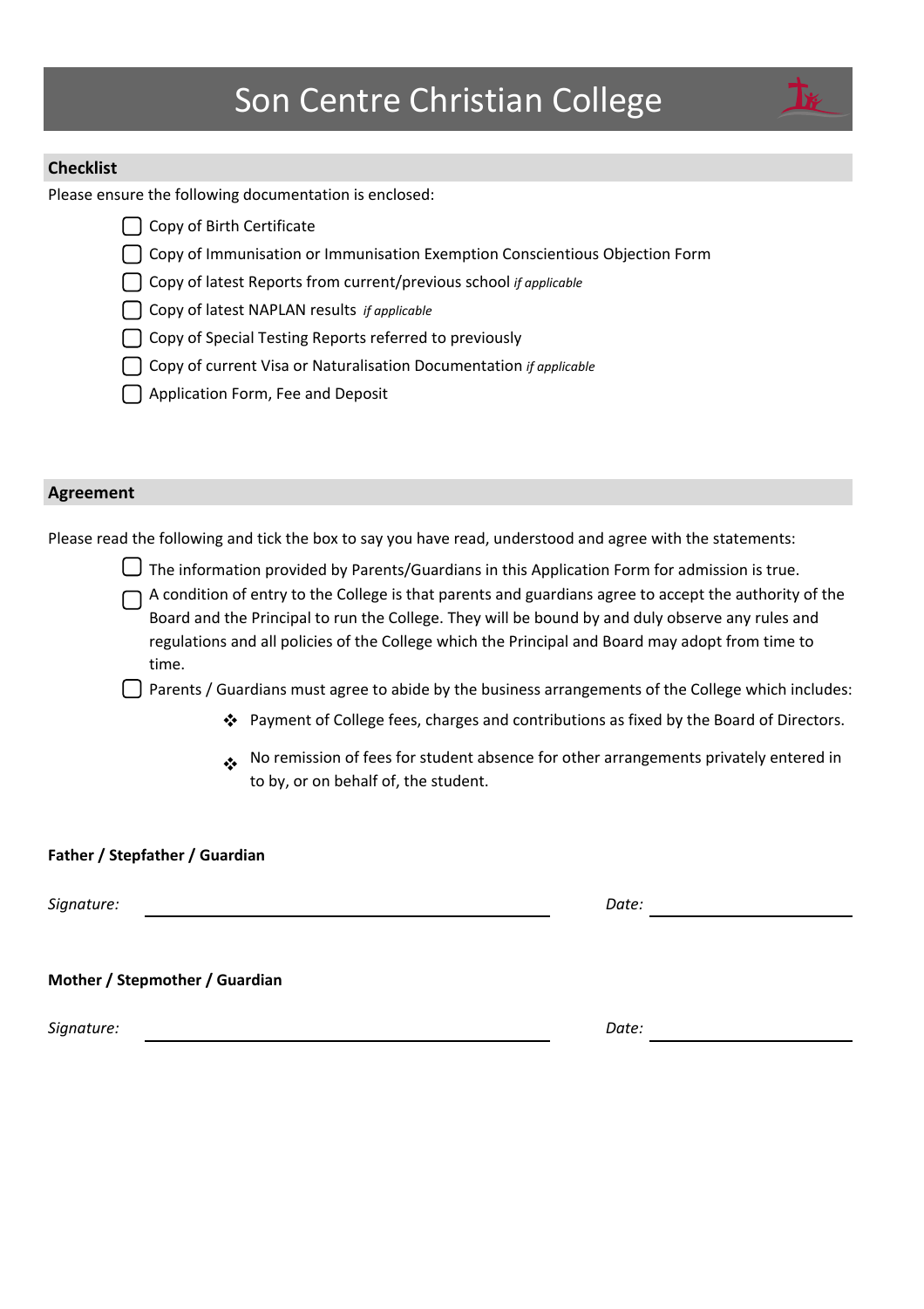# Son Centre Christian College

## Checklist

Please ensure the following documentation is enclosed:

- ☐ Copy of Birth Certificate
- ☐ Copy of Immunisation or Immunisation Exemption Conscientious Objection Form
- ☐ Copy of latest Reports from current/previous school *if applicable*
- ☐ Copy of latest NAPLAN results *if applicable*
- ☐ Copy of Special Testing Reports referred to previously
- ☐ Copy of current Visa or Naturalisation Documentation *if applicable*
- ☐ Application Form, Fee and Deposit

## Agreement

Please read the following and tick the box to say you have read, understood and agree with the statements:

- ☐ The information provided by Parents/Guardians in this Application Form for admission is true.
- ☐ A condition of entry to the College is that parents and guardians agree to accept the authority of the Board and the Principal to run the College. They will be bound by and duly observe any rules and regulations and all policies of the College which the Principal and Board may adopt from time to time.
- ☐ Parents / Guardians must agree to abide by the business arrangements of the College which includes:
  - Payment of College fees, charges and contributions as fixed by the Board of Directors.
  - No remission of fees for student absence for other arrangements privately entered in to by, or on behalf of, the student.

**Father / Stepfather / Guardian**

*Signature:* ______________________________ *Date:* ______________

**Mother / Stepmother / Guardian**

*Signature:* ______________________________ *Date:* ______________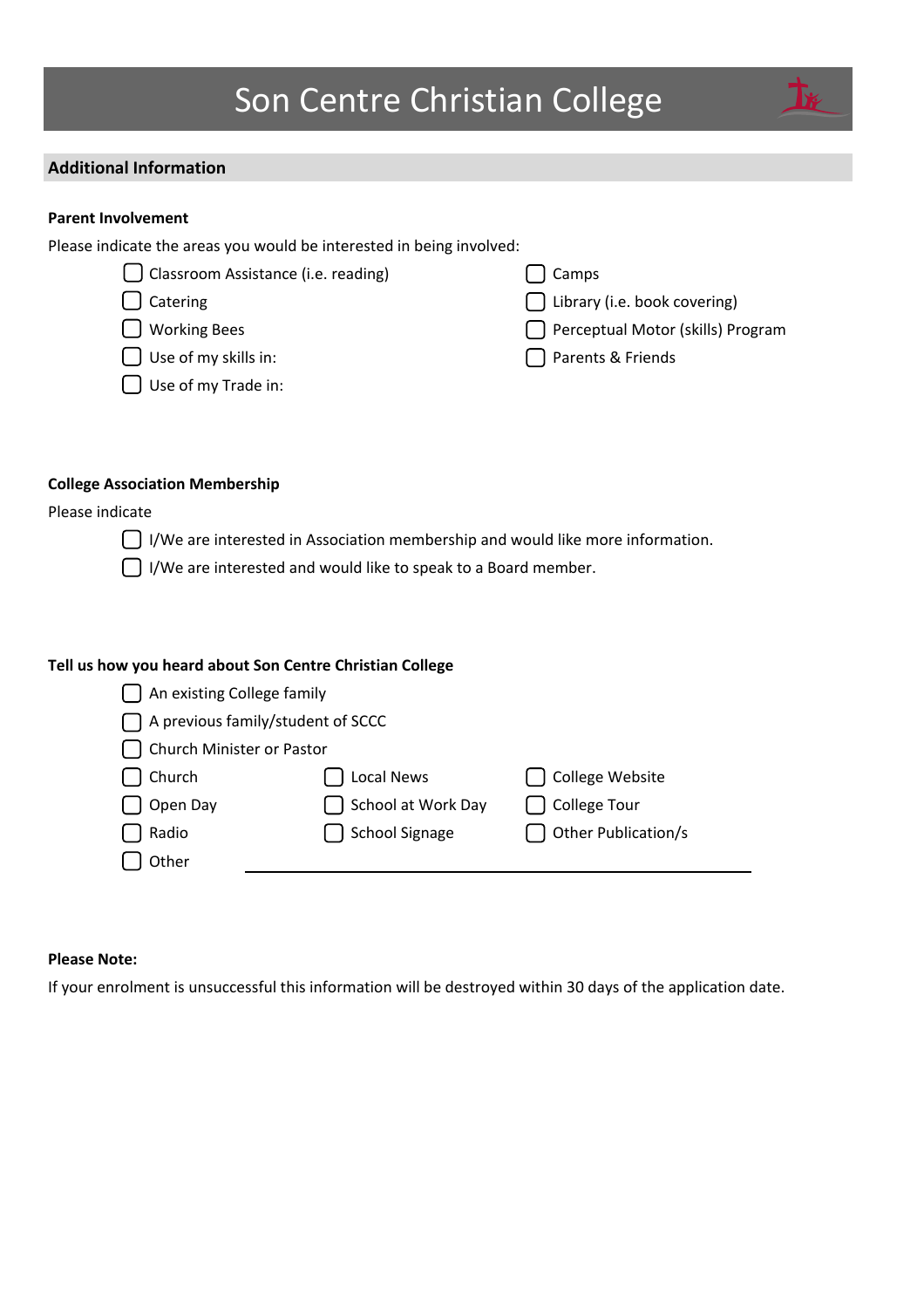# Son Centre Christian College

## Additional Information

**Parent Involvement**

Please indicate the areas you would be interested in being involved:

- ☐ Classroom Assistance (i.e. reading)
- ☐ Catering
- ☐ Working Bees
- ☐ Use of my skills in:
- ☐ Use of my Trade in:
- ☐ Camps
- ☐ Library (i.e. book covering)
- ☐ Perceptual Motor (skills) Program
- ☐ Parents & Friends

**College Association Membership**

Please indicate

- ☐ I/We are interested in Association membership and would like more information.
- ☐ I/We are interested and would like to speak to a Board member.

**Tell us how you heard about Son Centre Christian College**

- ☐ An existing College family
- ☐ A previous family/student of SCCC
- ☐ Church Minister or Pastor
- ☐ Church
- ☐ Local News
- ☐ College Website
- ☐ Open Day
- ☐ School at Work Day
- ☐ College Tour
- ☐ Radio
- ☐ School Signage
- ☐ Other Publication/s
- ☐ Other ______________________________

**Please Note:**

If your enrolment is unsuccessful this information will be destroyed within 30 days of the application date.